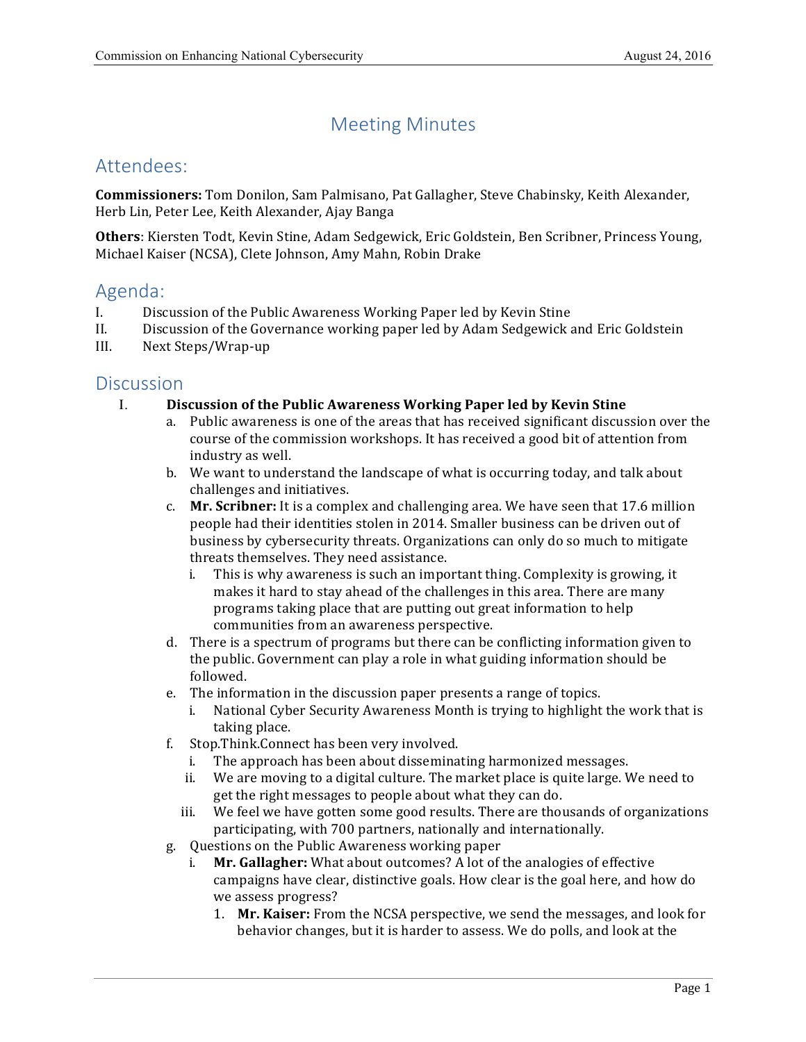# Meeting Minutes

## Attendees:

**Commissioners:** Tom Donilon, Sam Palmisano, Pat Gallagher, Steve Chabinsky, Keith Alexander, Herb Lin, Peter Lee, Keith Alexander, Ajay Banga

**Others**: Kiersten Todt, Kevin Stine, Adam Sedgewick, Eric Goldstein, Ben Scribner, Princess Young, Michael Kaiser (NCSA), Clete Johnson, Amy Mahn, Robin Drake

## Agenda:

I. Discussion of the Public Awareness Working Paper led by Kevin Stine
II. Discussion of the Governance working paper led by Adam Sedgewick and Eric Goldstein
III. Next Steps/Wrap-up

## Discussion

I. **Discussion of the Public Awareness Working Paper led by Kevin Stine**
   a. Public awareness is one of the areas that has received significant discussion over the course of the commission workshops. It has received a good bit of attention from industry as well.
   b. We want to understand the landscape of what is occurring today, and talk about challenges and initiatives.
   c. **Mr. Scribner:** It is a complex and challenging area. We have seen that 17.6 million people had their identities stolen in 2014. Smaller business can be driven out of business by cybersecurity threats. Organizations can only do so much to mitigate threats themselves. They need assistance.
      i. This is why awareness is such an important thing. Complexity is growing, it makes it hard to stay ahead of the challenges in this area. There are many programs taking place that are putting out great information to help communities from an awareness perspective.
   d. There is a spectrum of programs but there can be conflicting information given to the public. Government can play a role in what guiding information should be followed.
   e. The information in the discussion paper presents a range of topics.
      i. National Cyber Security Awareness Month is trying to highlight the work that is taking place.
   f. Stop.Think.Connect has been very involved.
      i. The approach has been about disseminating harmonized messages.
      ii. We are moving to a digital culture. The market place is quite large. We need to get the right messages to people about what they can do.
      iii. We feel we have gotten some good results. There are thousands of organizations participating, with 700 partners, nationally and internationally.
   g. Questions on the Public Awareness working paper
      i. **Mr. Gallagher:** What about outcomes? A lot of the analogies of effective campaigns have clear, distinctive goals. How clear is the goal here, and how do we assess progress?
         1. **Mr. Kaiser:** From the NCSA perspective, we send the messages, and look for behavior changes, but it is harder to assess. We do polls, and look at the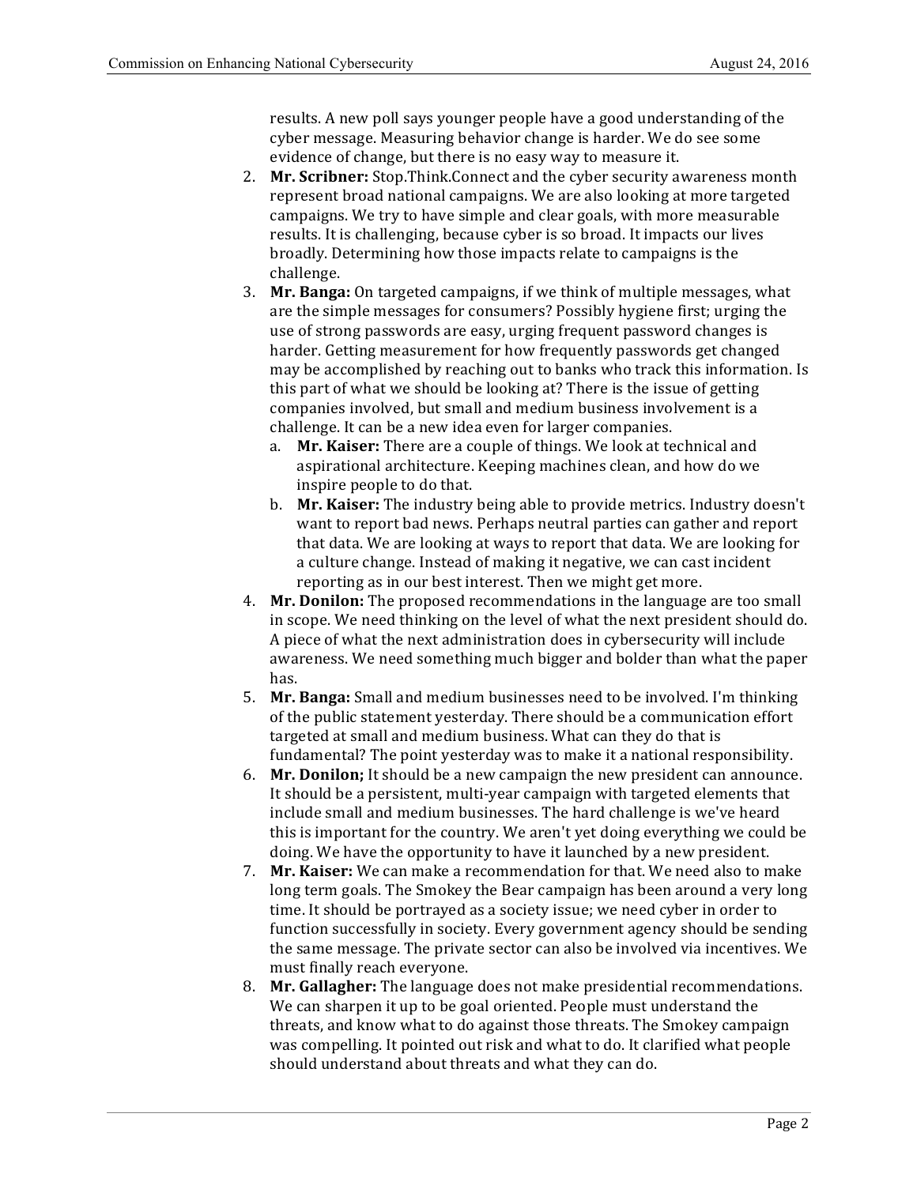results. A new poll says younger people have a good understanding of the cyber message. Measuring behavior change is harder. We do see some evidence of change, but there is no easy way to measure it.

2. **Mr. Scribner:** Stop.Think.Connect and the cyber security awareness month represent broad national campaigns. We are also looking at more targeted campaigns. We try to have simple and clear goals, with more measurable results. It is challenging, because cyber is so broad. It impacts our lives broadly. Determining how those impacts relate to campaigns is the challenge.
3. **Mr. Banga:** On targeted campaigns, if we think of multiple messages, what are the simple messages for consumers? Possibly hygiene first; urging the use of strong passwords are easy, urging frequent password changes is harder. Getting measurement for how frequently passwords get changed may be accomplished by reaching out to banks who track this information. Is this part of what we should be looking at? There is the issue of getting companies involved, but small and medium business involvement is a challenge. It can be a new idea even for larger companies.
    a. **Mr. Kaiser:** There are a couple of things. We look at technical and aspirational architecture. Keeping machines clean, and how do we inspire people to do that.
    b. **Mr. Kaiser:** The industry being able to provide metrics. Industry doesn't want to report bad news. Perhaps neutral parties can gather and report that data. We are looking at ways to report that data. We are looking for a culture change. Instead of making it negative, we can cast incident reporting as in our best interest. Then we might get more.
4. **Mr. Donilon:** The proposed recommendations in the language are too small in scope. We need thinking on the level of what the next president should do. A piece of what the next administration does in cybersecurity will include awareness. We need something much bigger and bolder than what the paper has.
5. **Mr. Banga:** Small and medium businesses need to be involved. I'm thinking of the public statement yesterday. There should be a communication effort targeted at small and medium business. What can they do that is fundamental? The point yesterday was to make it a national responsibility.
6. **Mr. Donilon;** It should be a new campaign the new president can announce. It should be a persistent, multi-year campaign with targeted elements that include small and medium businesses. The hard challenge is we've heard this is important for the country. We aren't yet doing everything we could be doing. We have the opportunity to have it launched by a new president.
7. **Mr. Kaiser:** We can make a recommendation for that. We need also to make long term goals. The Smokey the Bear campaign has been around a very long time. It should be portrayed as a society issue; we need cyber in order to function successfully in society. Every government agency should be sending the same message. The private sector can also be involved via incentives. We must finally reach everyone.
8. **Mr. Gallagher:** The language does not make presidential recommendations. We can sharpen it up to be goal oriented. People must understand the threats, and know what to do against those threats. The Smokey campaign was compelling. It pointed out risk and what to do. It clarified what people should understand about threats and what they can do.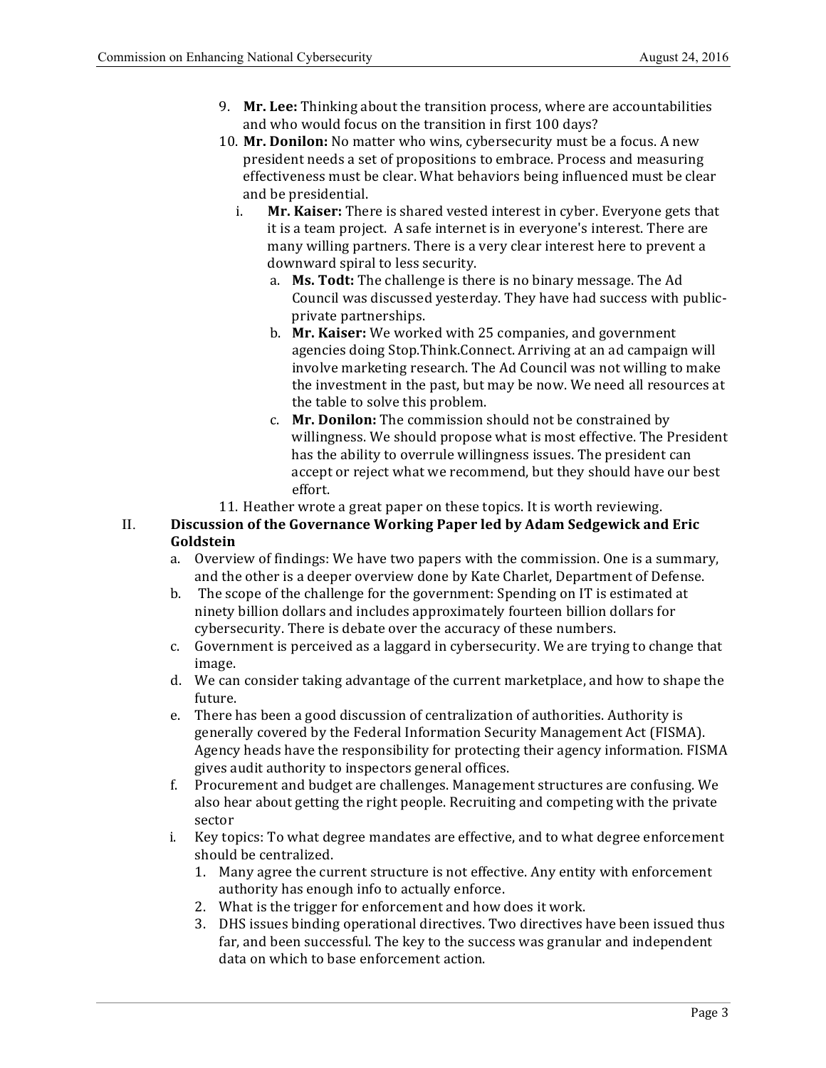9. **Mr. Lee:** Thinking about the transition process, where are accountabilities and who would focus on the transition in first 100 days?
10. **Mr. Donilon:** No matter who wins, cybersecurity must be a focus. A new president needs a set of propositions to embrace. Process and measuring effectiveness must be clear. What behaviors being influenced must be clear and be presidential.
    i. **Mr. Kaiser:** There is shared vested interest in cyber. Everyone gets that it is a team project. A safe internet is in everyone's interest. There are many willing partners. There is a very clear interest here to prevent a downward spiral to less security.
        a. **Ms. Todt:** The challenge is there is no binary message. The Ad Council was discussed yesterday. They have had success with public-private partnerships.
        b. **Mr. Kaiser:** We worked with 25 companies, and government agencies doing Stop.Think.Connect. Arriving at an ad campaign will involve marketing research. The Ad Council was not willing to make the investment in the past, but may be now. We need all resources at the table to solve this problem.
        c. **Mr. Donilon:** The commission should not be constrained by willingness. We should propose what is most effective. The President has the ability to overrule willingness issues. The president can accept or reject what we recommend, but they should have our best effort.
11. Heather wrote a great paper on these topics. It is worth reviewing.

II. **Discussion of the Governance Working Paper led by Adam Sedgewick and Eric Goldstein**

a. Overview of findings: We have two papers with the commission. One is a summary, and the other is a deeper overview done by Kate Charlet, Department of Defense.
b. The scope of the challenge for the government: Spending on IT is estimated at ninety billion dollars and includes approximately fourteen billion dollars for cybersecurity. There is debate over the accuracy of these numbers.
c. Government is perceived as a laggard in cybersecurity. We are trying to change that image.
d. We can consider taking advantage of the current marketplace, and how to shape the future.
e. There has been a good discussion of centralization of authorities. Authority is generally covered by the Federal Information Security Management Act (FISMA). Agency heads have the responsibility for protecting their agency information. FISMA gives audit authority to inspectors general offices.
f. Procurement and budget are challenges. Management structures are confusing. We also hear about getting the right people. Recruiting and competing with the private sector

i. Key topics: To what degree mandates are effective, and to what degree enforcement should be centralized.
    1. Many agree the current structure is not effective. Any entity with enforcement authority has enough info to actually enforce.
    2. What is the trigger for enforcement and how does it work.
    3. DHS issues binding operational directives. Two directives have been issued thus far, and been successful. The key to the success was granular and independent data on which to base enforcement action.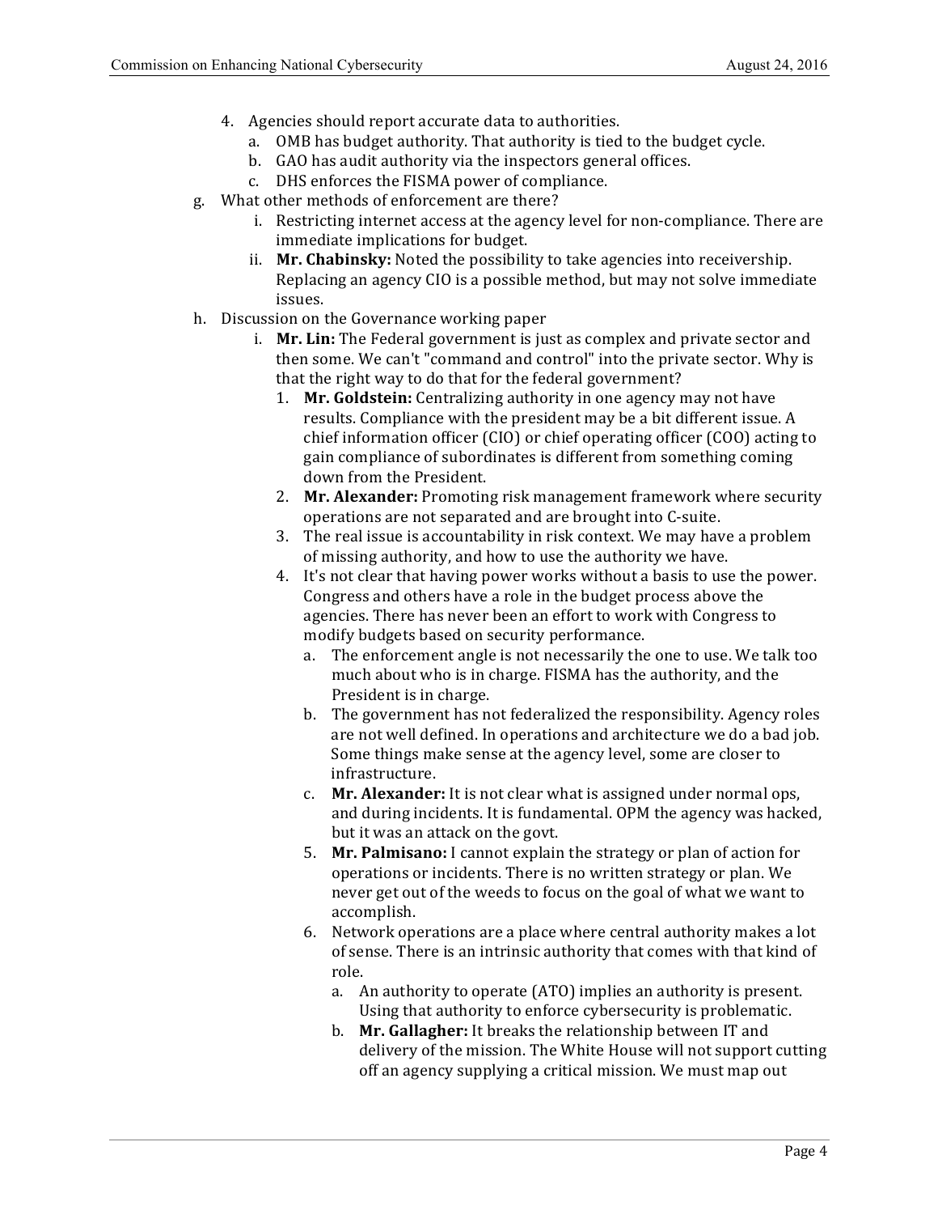4. Agencies should report accurate data to authorities.
   a. OMB has budget authority. That authority is tied to the budget cycle.
   b. GAO has audit authority via the inspectors general offices.
   c. DHS enforces the FISMA power of compliance.

g. What other methods of enforcement are there?
   i. Restricting internet access at the agency level for non-compliance. There are immediate implications for budget.
   ii. **Mr. Chabinsky:** Noted the possibility to take agencies into receivership. Replacing an agency CIO is a possible method, but may not solve immediate issues.

h. Discussion on the Governance working paper
   i. **Mr. Lin:** The Federal government is just as complex and private sector and then some. We can't "command and control" into the private sector. Why is that the right way to do that for the federal government?
      1. **Mr. Goldstein:** Centralizing authority in one agency may not have results. Compliance with the president may be a bit different issue. A chief information officer (CIO) or chief operating officer (COO) acting to gain compliance of subordinates is different from something coming down from the President.
      2. **Mr. Alexander:** Promoting risk management framework where security operations are not separated and are brought into C-suite.
      3. The real issue is accountability in risk context. We may have a problem of missing authority, and how to use the authority we have.
      4. It's not clear that having power works without a basis to use the power. Congress and others have a role in the budget process above the agencies. There has never been an effort to work with Congress to modify budgets based on security performance.
         a. The enforcement angle is not necessarily the one to use. We talk too much about who is in charge. FISMA has the authority, and the President is in charge.
         b. The government has not federalized the responsibility. Agency roles are not well defined. In operations and architecture we do a bad job. Some things make sense at the agency level, some are closer to infrastructure.
         c. **Mr. Alexander:** It is not clear what is assigned under normal ops, and during incidents. It is fundamental. OPM the agency was hacked, but it was an attack on the govt.
      5. **Mr. Palmisano:** I cannot explain the strategy or plan of action for operations or incidents. There is no written strategy or plan. We never get out of the weeds to focus on the goal of what we want to accomplish.
      6. Network operations are a place where central authority makes a lot of sense. There is an intrinsic authority that comes with that kind of role.
         a. An authority to operate (ATO) implies an authority is present. Using that authority to enforce cybersecurity is problematic.
         b. **Mr. Gallagher:** It breaks the relationship between IT and delivery of the mission. The White House will not support cutting off an agency supplying a critical mission. We must map out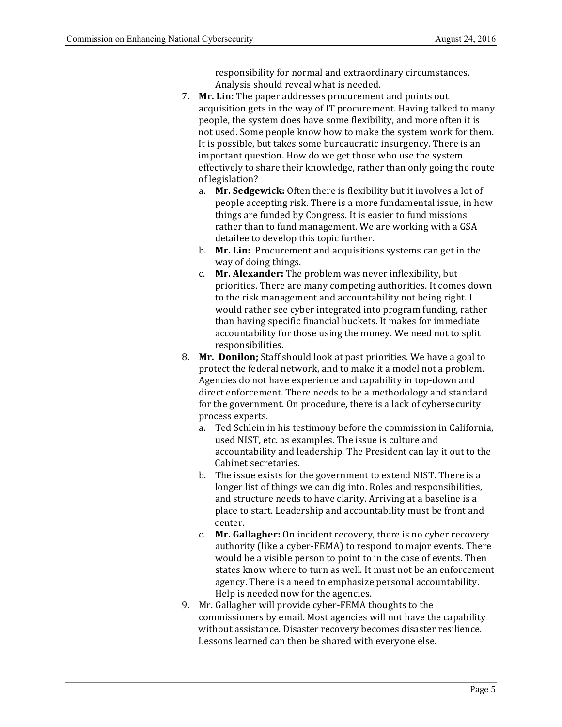responsibility for normal and extraordinary circumstances. Analysis should reveal what is needed.

7. **Mr. Lin:** The paper addresses procurement and points out acquisition gets in the way of IT procurement. Having talked to many people, the system does have some flexibility, and more often it is not used. Some people know how to make the system work for them. It is possible, but takes some bureaucratic insurgency. There is an important question. How do we get those who use the system effectively to share their knowledge, rather than only going the route of legislation?
   a. **Mr. Sedgewick:** Often there is flexibility but it involves a lot of people accepting risk. There is a more fundamental issue, in how things are funded by Congress. It is easier to fund missions rather than to fund management. We are working with a GSA detailee to develop this topic further.
   b. **Mr. Lin:** Procurement and acquisitions systems can get in the way of doing things.
   c. **Mr. Alexander:** The problem was never inflexibility, but priorities. There are many competing authorities. It comes down to the risk management and accountability not being right. I would rather see cyber integrated into program funding, rather than having specific financial buckets. It makes for immediate accountability for those using the money. We need not to split responsibilities.
8. **Mr. Donilon;** Staff should look at past priorities. We have a goal to protect the federal network, and to make it a model not a problem. Agencies do not have experience and capability in top-down and direct enforcement. There needs to be a methodology and standard for the government. On procedure, there is a lack of cybersecurity process experts.
   a. Ted Schlein in his testimony before the commission in California, used NIST, etc. as examples. The issue is culture and accountability and leadership. The President can lay it out to the Cabinet secretaries.
   b. The issue exists for the government to extend NIST. There is a longer list of things we can dig into. Roles and responsibilities, and structure needs to have clarity. Arriving at a baseline is a place to start. Leadership and accountability must be front and center.
   c. **Mr. Gallagher:** On incident recovery, there is no cyber recovery authority (like a cyber-FEMA) to respond to major events. There would be a visible person to point to in the case of events. Then states know where to turn as well. It must not be an enforcement agency. There is a need to emphasize personal accountability. Help is needed now for the agencies.
9. Mr. Gallagher will provide cyber-FEMA thoughts to the commissioners by email. Most agencies will not have the capability without assistance. Disaster recovery becomes disaster resilience. Lessons learned can then be shared with everyone else.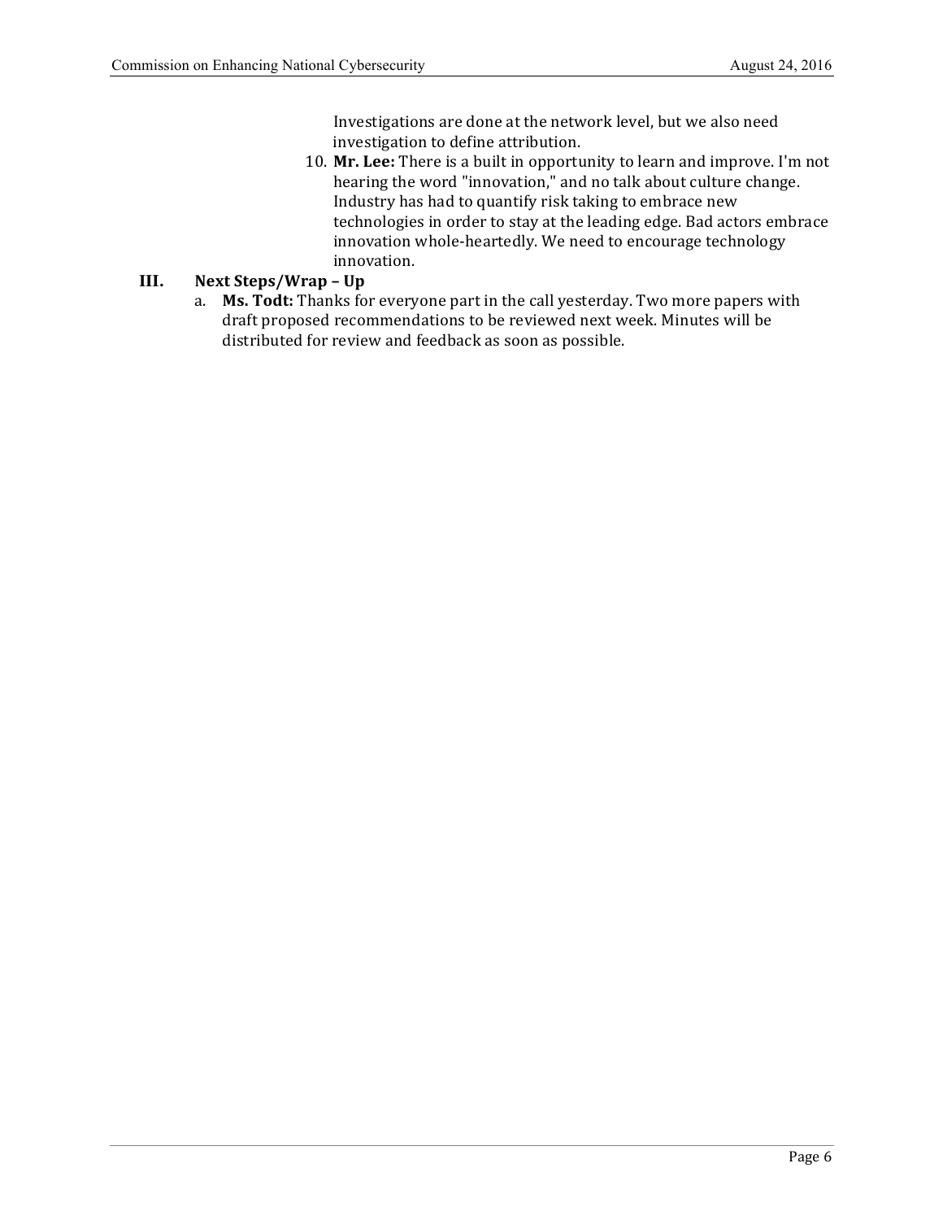Investigations are done at the network level, but we also need investigation to define attribution.

10. **Mr. Lee:** There is a built in opportunity to learn and improve. I'm not hearing the word "innovation," and no talk about culture change. Industry has had to quantify risk taking to embrace new technologies in order to stay at the leading edge. Bad actors embrace innovation whole-heartedly. We need to encourage technology innovation.

## III. Next Steps/Wrap – Up

a. **Ms. Todt:** Thanks for everyone part in the call yesterday. Two more papers with draft proposed recommendations to be reviewed next week. Minutes will be distributed for review and feedback as soon as possible.